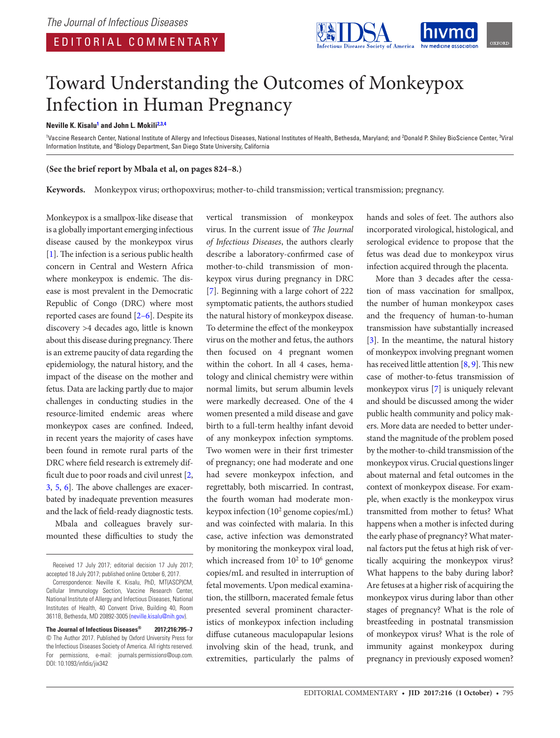EDITORIAL COMMENTARY

# Toward Understanding the Outcomes of Monkeypox Infection in Human Pregnancy

**Neville K. Kisalu[1] and John L. Mokili[2,3,4]**

[1]Vaccine Research Center, National Institute of Allergy and Infectious Diseases, National Institutes of Health, Bethesda, Maryland; and [2]Donald P. Shiley BioScience Center, [3]Viral Information Institute, and [4]Biology Department, San Diego State University, California

**(See the brief report by Mbala et al, on pages 824–8.)**

**Keywords.** Monkeypox virus; orthopoxvirus; mother-to-child transmission; vertical transmission; pregnancy.

Monkeypox is a smallpox-like disease that is a globally important emerging infectious disease caused by the monkeypox virus [1]. The infection is a serious public health concern in Central and Western Africa where monkeypox is endemic. The disease is most prevalent in the Democratic Republic of Congo (DRC) where most reported cases are found [2–6]. Despite its discovery >4 decades ago, little is known about this disease during pregnancy. There is an extreme paucity of data regarding the epidemiology, the natural history, and the impact of the disease on the mother and fetus. Data are lacking partly due to major challenges in conducting studies in the resource-limited endemic areas where monkeypox cases are confined. Indeed, in recent years the majority of cases have been found in remote rural parts of the DRC where field research is extremely difficult due to poor roads and civil unrest [2, 3, 5, 6]. The above challenges are exacerbated by inadequate prevention measures and the lack of field-ready diagnostic tests.

Mbala and colleagues bravely surmounted these difficulties to study the vertical transmission of monkeypox virus. In the current issue of *The Journal of Infectious Diseases*, the authors clearly describe a laboratory-confirmed case of mother-to-child transmission of monkeypox virus during pregnancy in DRC [7]. Beginning with a large cohort of 222 symptomatic patients, the authors studied the natural history of monkeypox disease. To determine the effect of the monkeypox virus on the mother and fetus, the authors then focused on 4 pregnant women within the cohort. In all 4 cases, hematology and clinical chemistry were within normal limits, but serum albumin levels were markedly decreased. One of the 4 women presented a mild disease and gave birth to a full-term healthy infant devoid of any monkeypox infection symptoms. Two women were in their first trimester of pregnancy; one had moderate and one had severe monkeypox infection, and regrettably, both miscarried. In contrast, the fourth woman had moderate monkeypox infection ($10^2$ genome copies/mL) and was coinfected with malaria. In this case, active infection was demonstrated by monitoring the monkeypox viral load, which increased from $10^2$ to $10^6$ genome copies/mL and resulted in interruption of fetal movements. Upon medical examination, the stillborn, macerated female fetus presented several prominent characteristics of monkeypox infection including diffuse cutaneous maculopapular lesions involving skin of the head, trunk, and extremities, particularly the palms of hands and soles of feet. The authors also incorporated virological, histological, and serological evidence to propose that the fetus was dead due to monkeypox virus infection acquired through the placenta.

More than 3 decades after the cessation of mass vaccination for smallpox, the number of human monkeypox cases and the frequency of human-to-human transmission have substantially increased [3]. In the meantime, the natural history of monkeypox involving pregnant women has received little attention [8, 9]. This new case of mother-to-fetus transmission of monkeypox virus [7] is uniquely relevant and should be discussed among the wider public health community and policy makers. More data are needed to better understand the magnitude of the problem posed by the mother-to-child transmission of the monkeypox virus. Crucial questions linger about maternal and fetal outcomes in the context of monkeypox disease. For example, when exactly is the monkeypox virus transmitted from mother to fetus? What happens when a mother is infected during the early phase of pregnancy? What maternal factors put the fetus at high risk of vertically acquiring the monkeypox virus? What happens to the baby during labor? Are fetuses at a higher risk of acquiring the monkeypox virus during labor than other stages of pregnancy? What is the role of breastfeeding in postnatal transmission of monkeypox virus? What is the role of immunity against monkeypox during pregnancy in previously exposed women?

Received 17 July 2017; editorial decision 17 July 2017; accepted 18 July 2017; published online October 6, 2017.

Correspondence: Neville K. Kisalu, PhD, MT(ASCP)CM, Cellular Immunology Section, Vaccine Research Center, National Institute of Allergy and Infectious Diseases, National Institutes of Health, 40 Convent Drive, Building 40, Room 3611B, Bethesda, MD 20892-3005 (neville.kisalu@nih.gov).

**The Journal of Infectious Diseases®** **2017;216:795–7**
© The Author 2017. Published by Oxford University Press for the Infectious Diseases Society of America. All rights reserved. For permissions, e-mail: journals.permissions@oup.com. DOI: 10.1093/infdis/jix342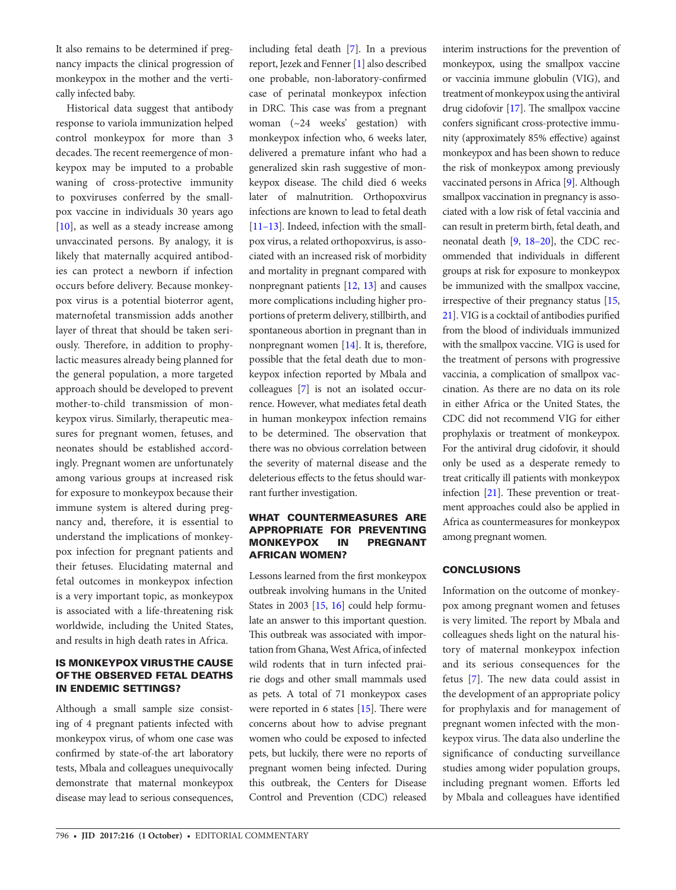It also remains to be determined if pregnancy impacts the clinical progression of monkeypox in the mother and the vertically infected baby.

Historical data suggest that antibody response to variola immunization helped control monkeypox for more than 3 decades. The recent reemergence of monkeypox may be imputed to a probable waning of cross-protective immunity to poxviruses conferred by the smallpox vaccine in individuals 30 years ago [10], as well as a steady increase among unvaccinated persons. By analogy, it is likely that maternally acquired antibodies can protect a newborn if infection occurs before delivery. Because monkeypox virus is a potential bioterror agent, maternofetal transmission adds another layer of threat that should be taken seriously. Therefore, in addition to prophylactic measures already being planned for the general population, a more targeted approach should be developed to prevent mother-to-child transmission of monkeypox virus. Similarly, therapeutic measures for pregnant women, fetuses, and neonates should be established accordingly. Pregnant women are unfortunately among various groups at increased risk for exposure to monkeypox because their immune system is altered during pregnancy and, therefore, it is essential to understand the implications of monkeypox infection for pregnant patients and their fetuses. Elucidating maternal and fetal outcomes in monkeypox infection is a very important topic, as monkeypox is associated with a life-threatening risk worldwide, including the United States, and results in high death rates in Africa.

## IS MONKEYPOX VIRUS THE CAUSE OF THE OBSERVED FETAL DEATHS IN ENDEMIC SETTINGS?

Although a small sample size consisting of 4 pregnant patients infected with monkeypox virus, of whom one case was confirmed by state-of-the art laboratory tests, Mbala and colleagues unequivocally demonstrate that maternal monkeypox disease may lead to serious consequences, including fetal death [7]. In a previous report, Jezek and Fenner [1] also described one probable, non-laboratory-confirmed case of perinatal monkeypox infection in DRC. This case was from a pregnant woman (~24 weeks' gestation) with monkeypox infection who, 6 weeks later, delivered a premature infant who had a generalized skin rash suggestive of monkeypox disease. The child died 6 weeks later of malnutrition. Orthopoxvirus infections are known to lead to fetal death [11–13]. Indeed, infection with the smallpox virus, a related orthopoxvirus, is associated with an increased risk of morbidity and mortality in pregnant compared with nonpregnant patients [12, 13] and causes more complications including higher proportions of preterm delivery, stillbirth, and spontaneous abortion in pregnant than in nonpregnant women [14]. It is, therefore, possible that the fetal death due to monkeypox infection reported by Mbala and colleagues [7] is not an isolated occurrence. However, what mediates fetal death in human monkeypox infection remains to be determined. The observation that there was no obvious correlation between the severity of maternal disease and the deleterious effects to the fetus should warrant further investigation.

## WHAT COUNTERMEASURES ARE APPROPRIATE FOR PREVENTING MONKEYPOX IN PREGNANT AFRICAN WOMEN?

Lessons learned from the first monkeypox outbreak involving humans in the United States in 2003 [15, 16] could help formulate an answer to this important question. This outbreak was associated with importation from Ghana, West Africa, of infected wild rodents that in turn infected prairie dogs and other small mammals used as pets. A total of 71 monkeypox cases were reported in 6 states [15]. There were concerns about how to advise pregnant women who could be exposed to infected pets, but luckily, there were no reports of pregnant women being infected. During this outbreak, the Centers for Disease Control and Prevention (CDC) released interim instructions for the prevention of monkeypox, using the smallpox vaccine or vaccinia immune globulin (VIG), and treatment of monkeypox using the antiviral drug cidofovir [17]. The smallpox vaccine confers significant cross-protective immunity (approximately 85% effective) against monkeypox and has been shown to reduce the risk of monkeypox among previously vaccinated persons in Africa [9]. Although smallpox vaccination in pregnancy is associated with a low risk of fetal vaccinia and can result in preterm birth, fetal death, and neonatal death [9, 18–20], the CDC recommended that individuals in different groups at risk for exposure to monkeypox be immunized with the smallpox vaccine, irrespective of their pregnancy status [15, 21]. VIG is a cocktail of antibodies purified from the blood of individuals immunized with the smallpox vaccine. VIG is used for the treatment of persons with progressive vaccinia, a complication of smallpox vaccination. As there are no data on its role in either Africa or the United States, the CDC did not recommend VIG for either prophylaxis or treatment of monkeypox. For the antiviral drug cidofovir, it should only be used as a desperate remedy to treat critically ill patients with monkeypox infection [21]. These prevention or treatment approaches could also be applied in Africa as countermeasures for monkeypox among pregnant women.

## CONCLUSIONS

Information on the outcome of monkeypox among pregnant women and fetuses is very limited. The report by Mbala and colleagues sheds light on the natural history of maternal monkeypox infection and its serious consequences for the fetus [7]. The new data could assist in the development of an appropriate policy for prophylaxis and for management of pregnant women infected with the monkeypox virus. The data also underline the significance of conducting surveillance studies among wider population groups, including pregnant women. Efforts led by Mbala and colleagues have identified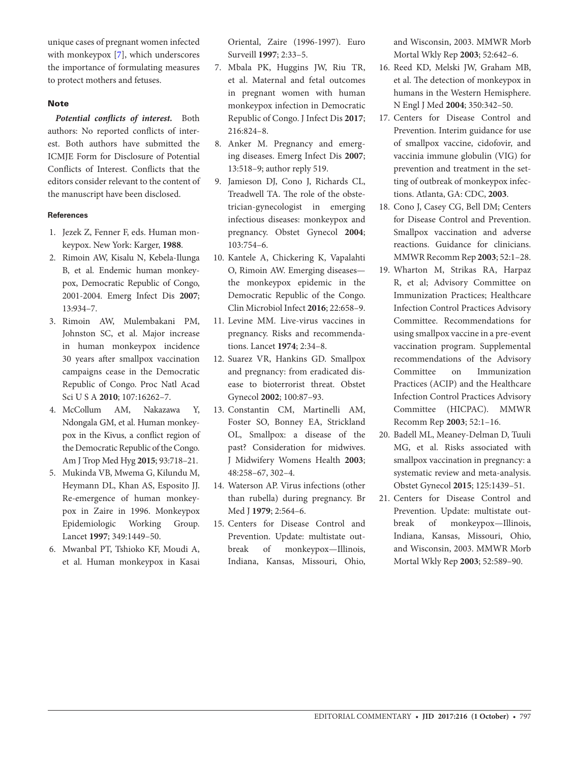unique cases of pregnant women infected with monkeypox [7], which underscores the importance of formulating measures to protect mothers and fetuses.

## Note

***Potential conflicts of interest.*** Both authors: No reported conflicts of interest. Both authors have submitted the ICMJE Form for Disclosure of Potential Conflicts of Interest. Conflicts that the editors consider relevant to the content of the manuscript have been disclosed.

### References

1. Jezek Z, Fenner F, eds. Human monkeypox. New York: Karger, **1988**.
2. Rimoin AW, Kisalu N, Kebela-Ilunga B, et al. Endemic human monkeypox, Democratic Republic of Congo, 2001-2004. Emerg Infect Dis **2007**; 13:934–7.
3. Rimoin AW, Mulembakani PM, Johnston SC, et al. Major increase in human monkeypox incidence 30 years after smallpox vaccination campaigns cease in the Democratic Republic of Congo. Proc Natl Acad Sci U S A **2010**; 107:16262–7.
4. McCollum AM, Nakazawa Y, Ndongala GM, et al. Human monkeypox in the Kivus, a conflict region of the Democratic Republic of the Congo. Am J Trop Med Hyg **2015**; 93:718–21.
5. Mukinda VB, Mwema G, Kilundu M, Heymann DL, Khan AS, Esposito JJ. Re-emergence of human monkeypox in Zaire in 1996. Monkeypox Epidemiologic Working Group. Lancet **1997**; 349:1449–50.
6. Mwanbal PT, Tshioko KF, Moudi A, et al. Human monkeypox in Kasai Oriental, Zaire (1996-1997). Euro Surveill **1997**; 2:33–5.
7. Mbala PK, Huggins JW, Riu TR, et al. Maternal and fetal outcomes in pregnant women with human monkeypox infection in Democratic Republic of Congo. J Infect Dis **2017**; 216:824–8.
8. Anker M. Pregnancy and emerging diseases. Emerg Infect Dis **2007**; 13:518–9; author reply 519.
9. Jamieson DJ, Cono J, Richards CL, Treadwell TA. The role of the obstetrician-gynecologist in emerging infectious diseases: monkeypox and pregnancy. Obstet Gynecol **2004**; 103:754–6.
10. Kantele A, Chickering K, Vapalahti O, Rimoin AW. Emerging diseases—the monkeypox epidemic in the Democratic Republic of the Congo. Clin Microbiol Infect **2016**; 22:658–9.
11. Levine MM. Live-virus vaccines in pregnancy. Risks and recommendations. Lancet **1974**; 2:34–8.
12. Suarez VR, Hankins GD. Smallpox and pregnancy: from eradicated disease to bioterrorist threat. Obstet Gynecol **2002**; 100:87–93.
13. Constantin CM, Martinelli AM, Foster SO, Bonney EA, Strickland OL, Smallpox: a disease of the past? Consideration for midwives. J Midwifery Womens Health **2003**; 48:258–67, 302–4.
14. Waterson AP. Virus infections (other than rubella) during pregnancy. Br Med J **1979**; 2:564–6.
15. Centers for Disease Control and Prevention. Update: multistate outbreak of monkeypox—Illinois, Indiana, Kansas, Missouri, Ohio, and Wisconsin, 2003. MMWR Morb Mortal Wkly Rep **2003**; 52:642–6.
16. Reed KD, Melski JW, Graham MB, et al. The detection of monkeypox in humans in the Western Hemisphere. N Engl J Med **2004**; 350:342–50.
17. Centers for Disease Control and Prevention. Interim guidance for use of smallpox vaccine, cidofovir, and vaccinia immune globulin (VIG) for prevention and treatment in the setting of outbreak of monkeypox infections. Atlanta, GA: CDC, **2003**.
18. Cono J, Casey CG, Bell DM; Centers for Disease Control and Prevention. Smallpox vaccination and adverse reactions. Guidance for clinicians. MMWR Recomm Rep **2003**; 52:1–28.
19. Wharton M, Strikas RA, Harpaz R, et al; Advisory Committee on Immunization Practices; Healthcare Infection Control Practices Advisory Committee. Recommendations for using smallpox vaccine in a pre-event vaccination program. Supplemental recommendations of the Advisory Committee on Immunization Practices (ACIP) and the Healthcare Infection Control Practices Advisory Committee (HICPAC). MMWR Recomm Rep **2003**; 52:1–16.
20. Badell ML, Meaney-Delman D, Tuuli MG, et al. Risks associated with smallpox vaccination in pregnancy: a systematic review and meta-analysis. Obstet Gynecol **2015**; 125:1439–51.
21. Centers for Disease Control and Prevention. Update: multistate outbreak of monkeypox—Illinois, Indiana, Kansas, Missouri, Ohio, and Wisconsin, 2003. MMWR Morb Mortal Wkly Rep **2003**; 52:589–90.